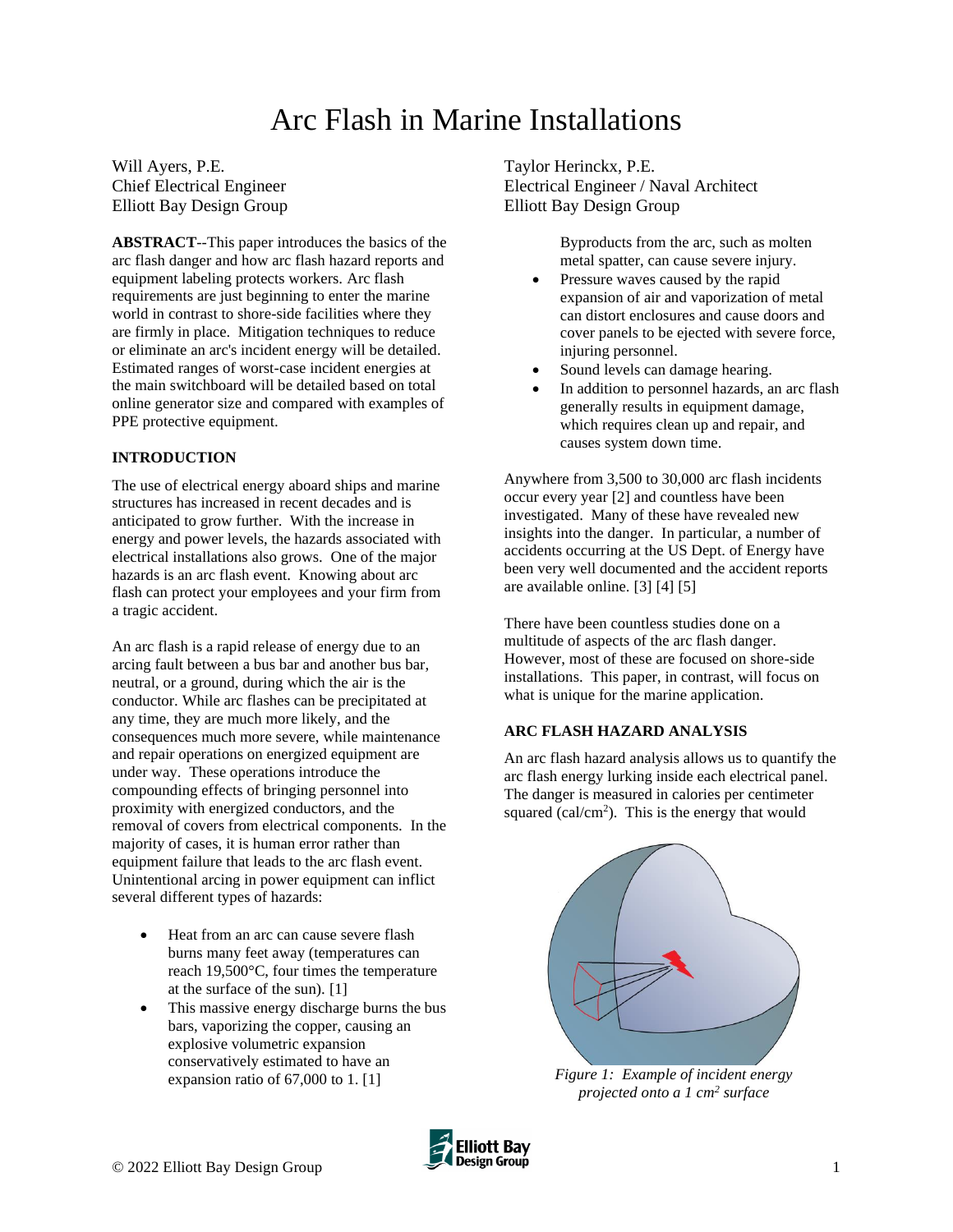# Arc Flash in Marine Installations

Will Ayers, P.E.
Chief Electrical Engineer
Elliott Bay Design Group

Taylor Herinckx, P.E.
Electrical Engineer / Naval Architect
Elliott Bay Design Group

**ABSTRACT**--This paper introduces the basics of the arc flash danger and how arc flash hazard reports and equipment labeling protects workers. Arc flash requirements are just beginning to enter the marine world in contrast to shore-side facilities where they are firmly in place. Mitigation techniques to reduce or eliminate an arc's incident energy will be detailed. Estimated ranges of worst-case incident energies at the main switchboard will be detailed based on total online generator size and compared with examples of PPE protective equipment.

## INTRODUCTION

The use of electrical energy aboard ships and marine structures has increased in recent decades and is anticipated to grow further. With the increase in energy and power levels, the hazards associated with electrical installations also grows. One of the major hazards is an arc flash event. Knowing about arc flash can protect your employees and your firm from a tragic accident.

An arc flash is a rapid release of energy due to an arcing fault between a bus bar and another bus bar, neutral, or a ground, during which the air is the conductor. While arc flashes can be precipitated at any time, they are much more likely, and the consequences much more severe, while maintenance and repair operations on energized equipment are under way. These operations introduce the compounding effects of bringing personnel into proximity with energized conductors, and the removal of covers from electrical components. In the majority of cases, it is human error rather than equipment failure that leads to the arc flash event. Unintentional arcing in power equipment can inflict several different types of hazards:

- Heat from an arc can cause severe flash burns many feet away (temperatures can reach 19,500°C, four times the temperature at the surface of the sun). [1]
- This massive energy discharge burns the bus bars, vaporizing the copper, causing an explosive volumetric expansion conservatively estimated to have an expansion ratio of 67,000 to 1. [1] Byproducts from the arc, such as molten metal spatter, can cause severe injury.
- Pressure waves caused by the rapid expansion of air and vaporization of metal can distort enclosures and cause doors and cover panels to be ejected with severe force, injuring personnel.
- Sound levels can damage hearing.
- In addition to personnel hazards, an arc flash generally results in equipment damage, which requires clean up and repair, and causes system down time.

Anywhere from 3,500 to 30,000 arc flash incidents occur every year [2] and countless have been investigated. Many of these have revealed new insights into the danger. In particular, a number of accidents occurring at the US Dept. of Energy have been very well documented and the accident reports are available online. [3] [4] [5]

There have been countless studies done on a multitude of aspects of the arc flash danger. However, most of these are focused on shore-side installations. This paper, in contrast, will focus on what is unique for the marine application.

## ARC FLASH HAZARD ANALYSIS

An arc flash hazard analysis allows us to quantify the arc flash energy lurking inside each electrical panel. The danger is measured in calories per centimeter squared (cal/cm$^2$). This is the energy that would

*Figure 1: Example of incident energy projected onto a 1 cm$^2$ surface*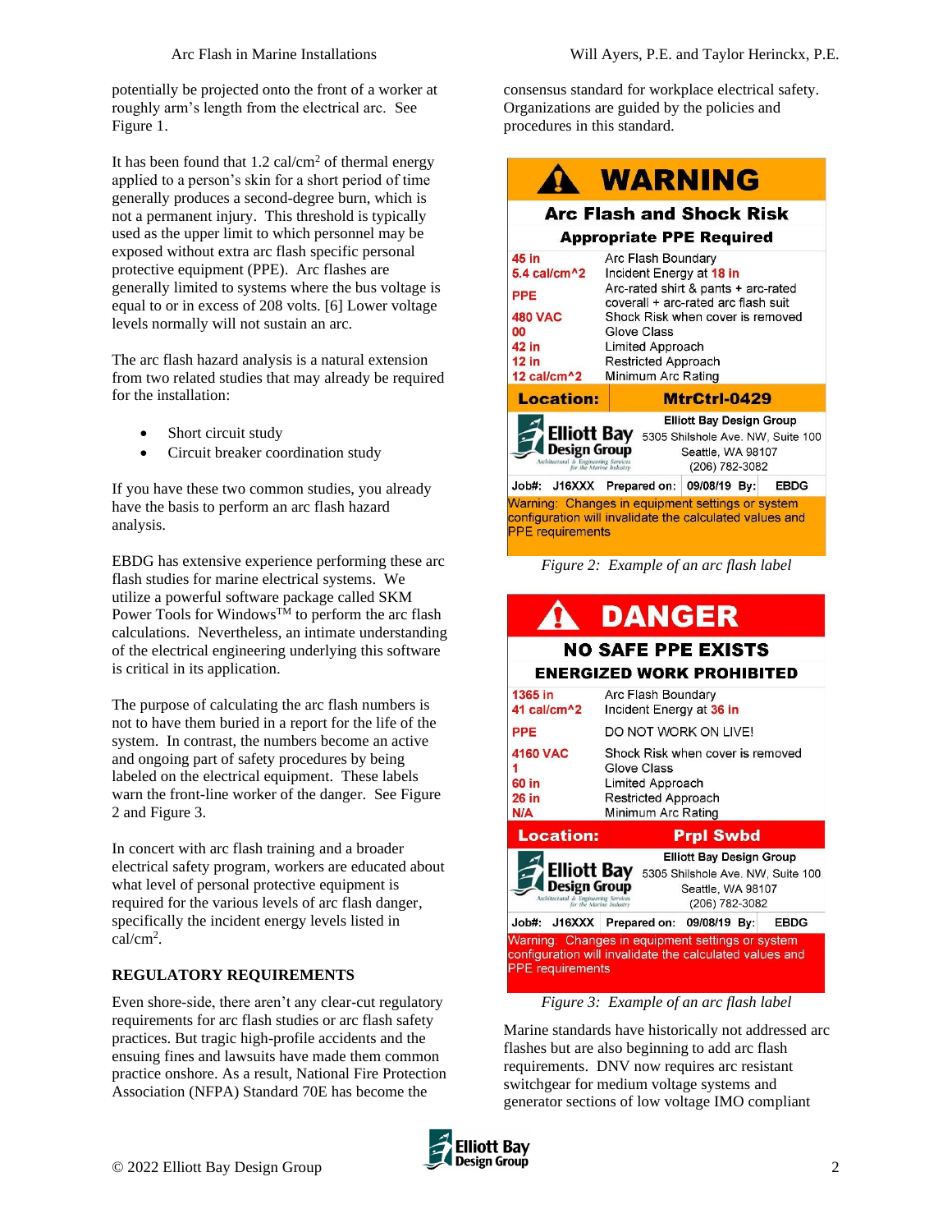potentially be projected onto the front of a worker at roughly arm's length from the electrical arc. See Figure 1.

It has been found that 1.2 cal/cm$^2$ of thermal energy applied to a person's skin for a short period of time generally produces a second-degree burn, which is not a permanent injury. This threshold is typically used as the upper limit to which personnel may be exposed without extra arc flash specific personal protective equipment (PPE). Arc flashes are generally limited to systems where the bus voltage is equal to or in excess of 208 volts. [6] Lower voltage levels normally will not sustain an arc.

The arc flash hazard analysis is a natural extension from two related studies that may already be required for the installation:

- Short circuit study
- Circuit breaker coordination study

If you have these two common studies, you already have the basis to perform an arc flash hazard analysis.

EBDG has extensive experience performing these arc flash studies for marine electrical systems. We utilize a powerful software package called SKM Power Tools for Windows™ to perform the arc flash calculations. Nevertheless, an intimate understanding of the electrical engineering underlying this software is critical in its application.

The purpose of calculating the arc flash numbers is not to have them buried in a report for the life of the system. In contrast, the numbers become an active and ongoing part of safety procedures by being labeled on the electrical equipment. These labels warn the front-line worker of the danger. See Figure 2 and Figure 3.

In concert with arc flash training and a broader electrical safety program, workers are educated about what level of personal protective equipment is required for the various levels of arc flash danger, specifically the incident energy levels listed in cal/cm$^2$.

## REGULATORY REQUIREMENTS

Even shore-side, there aren't any clear-cut regulatory requirements for arc flash studies or arc flash safety practices. But tragic high-profile accidents and the ensuing fines and lawsuits have made them common practice onshore. As a result, National Fire Protection Association (NFPA) Standard 70E has become the consensus standard for workplace electrical safety. Organizations are guided by the policies and procedures in this standard.

**WARNING**

**Arc Flash and Shock Risk**

**Appropriate PPE Required**

| | |
|---|---|
| 45 in | Arc Flash Boundary |
| 5.4 cal/cm^2 | Incident Energy at 18 in |
| PPE | Arc-rated shirt & pants + arc-rated coverall + arc-rated arc flash suit |
| 480 VAC | Shock Risk when cover is removed |
| 00 | Glove Class |
| 42 in | Limited Approach |
| 12 in | Restricted Approach |
| 12 cal/cm^2 | Minimum Arc Rating |

**Location: MtrCtrl-0429**

Elliott Bay Design Group
5305 Shilshole Ave. NW, Suite 100
Seattle, WA 98107
(206) 782-3082

Job#: J16XXX Prepared on: 09/08/19 By: EBDG

Warning: Changes in equipment settings or system configuration will invalidate the calculated values and PPE requirements

*Figure 2: Example of an arc flash label*

**DANGER**

**NO SAFE PPE EXISTS**

**ENERGIZED WORK PROHIBITED**

| | |
|---|---|
| 1365 in | Arc Flash Boundary |
| 41 cal/cm^2 | Incident Energy at 36 in |
| PPE | DO NOT WORK ON LIVE! |
| 4160 VAC | Shock Risk when cover is removed |
| 1 | Glove Class |
| 60 in | Limited Approach |
| 26 in | Restricted Approach |
| N/A | Minimum Arc Rating |

**Location: Prpl Swbd**

Elliott Bay Design Group
5305 Shilshole Ave. NW, Suite 100
Seattle, WA 98107
(206) 782-3082

Job#: J16XXX Prepared on: 09/08/19 By: EBDG

Warning: Changes in equipment settings or system configuration will invalidate the calculated values and PPE requirements

*Figure 3: Example of an arc flash label*

Marine standards have historically not addressed arc flashes but are also beginning to add arc flash requirements. DNV now requires arc resistant switchgear for medium voltage systems and generator sections of low voltage IMO compliant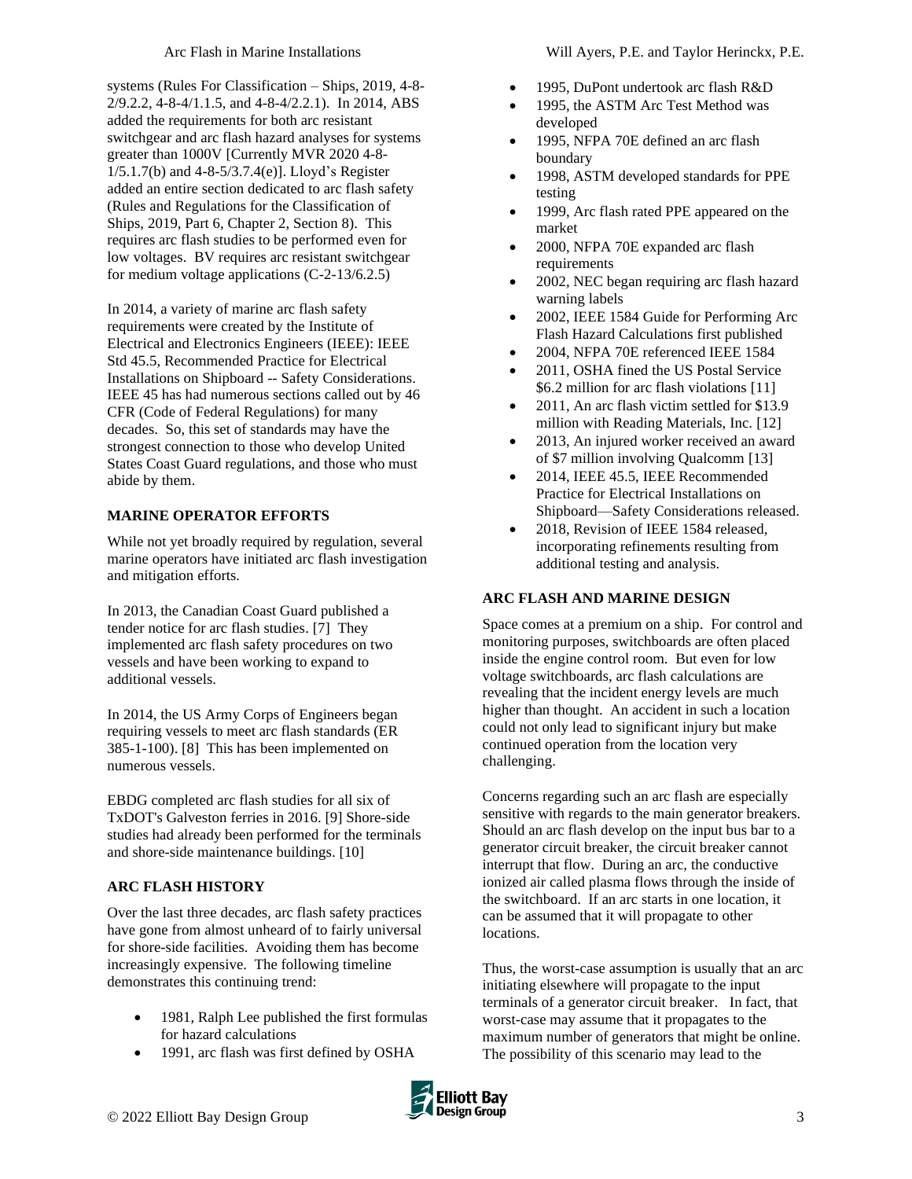systems (Rules For Classification – Ships, 2019, 4-8-2/9.2.2, 4-8-4/1.1.5, and 4-8-4/2.2.1). In 2014, ABS added the requirements for both arc resistant switchgear and arc flash hazard analyses for systems greater than 1000V [Currently MVR 2020 4-8-1/5.1.7(b) and 4-8-5/3.7.4(e)]. Lloyd's Register added an entire section dedicated to arc flash safety (Rules and Regulations for the Classification of Ships, 2019, Part 6, Chapter 2, Section 8). This requires arc flash studies to be performed even for low voltages. BV requires arc resistant switchgear for medium voltage applications (C-2-13/6.2.5)

In 2014, a variety of marine arc flash safety requirements were created by the Institute of Electrical and Electronics Engineers (IEEE): IEEE Std 45.5, Recommended Practice for Electrical Installations on Shipboard -- Safety Considerations. IEEE 45 has had numerous sections called out by 46 CFR (Code of Federal Regulations) for many decades. So, this set of standards may have the strongest connection to those who develop United States Coast Guard regulations, and those who must abide by them.

## MARINE OPERATOR EFFORTS

While not yet broadly required by regulation, several marine operators have initiated arc flash investigation and mitigation efforts.

In 2013, the Canadian Coast Guard published a tender notice for arc flash studies. [7] They implemented arc flash safety procedures on two vessels and have been working to expand to additional vessels.

In 2014, the US Army Corps of Engineers began requiring vessels to meet arc flash standards (ER 385-1-100). [8] This has been implemented on numerous vessels.

EBDG completed arc flash studies for all six of TxDOT's Galveston ferries in 2016. [9] Shore-side studies had already been performed for the terminals and shore-side maintenance buildings. [10]

## ARC FLASH HISTORY

Over the last three decades, arc flash safety practices have gone from almost unheard of to fairly universal for shore-side facilities. Avoiding them has become increasingly expensive. The following timeline demonstrates this continuing trend:

- 1981, Ralph Lee published the first formulas for hazard calculations
- 1991, arc flash was first defined by OSHA
- 1995, DuPont undertook arc flash R&D
- 1995, the ASTM Arc Test Method was developed
- 1995, NFPA 70E defined an arc flash boundary
- 1998, ASTM developed standards for PPE testing
- 1999, Arc flash rated PPE appeared on the market
- 2000, NFPA 70E expanded arc flash requirements
- 2002, NEC began requiring arc flash hazard warning labels
- 2002, IEEE 1584 Guide for Performing Arc Flash Hazard Calculations first published
- 2004, NFPA 70E referenced IEEE 1584
- 2011, OSHA fined the US Postal Service $6.2 million for arc flash violations [11]
- 2011, An arc flash victim settled for $13.9 million with Reading Materials, Inc. [12]
- 2013, An injured worker received an award of $7 million involving Qualcomm [13]
- 2014, IEEE 45.5, IEEE Recommended Practice for Electrical Installations on Shipboard—Safety Considerations released.
- 2018, Revision of IEEE 1584 released, incorporating refinements resulting from additional testing and analysis.

## ARC FLASH AND MARINE DESIGN

Space comes at a premium on a ship. For control and monitoring purposes, switchboards are often placed inside the engine control room. But even for low voltage switchboards, arc flash calculations are revealing that the incident energy levels are much higher than thought. An accident in such a location could not only lead to significant injury but make continued operation from the location very challenging.

Concerns regarding such an arc flash are especially sensitive with regards to the main generator breakers. Should an arc flash develop on the input bus bar to a generator circuit breaker, the circuit breaker cannot interrupt that flow. During an arc, the conductive ionized air called plasma flows through the inside of the switchboard. If an arc starts in one location, it can be assumed that it will propagate to other locations.

Thus, the worst-case assumption is usually that an arc initiating elsewhere will propagate to the input terminals of a generator circuit breaker. In fact, that worst-case may assume that it propagates to the maximum number of generators that might be online. The possibility of this scenario may lead to the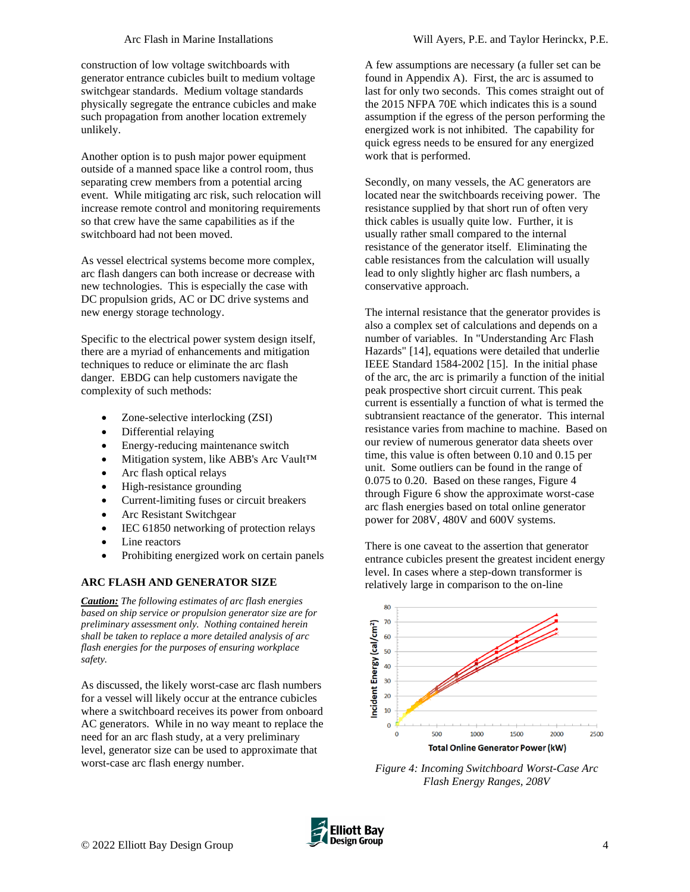construction of low voltage switchboards with generator entrance cubicles built to medium voltage switchgear standards. Medium voltage standards physically segregate the entrance cubicles and make such propagation from another location extremely unlikely.

Another option is to push major power equipment outside of a manned space like a control room, thus separating crew members from a potential arcing event. While mitigating arc risk, such relocation will increase remote control and monitoring requirements so that crew have the same capabilities as if the switchboard had not been moved.

As vessel electrical systems become more complex, arc flash dangers can both increase or decrease with new technologies. This is especially the case with DC propulsion grids, AC or DC drive systems and new energy storage technology.

Specific to the electrical power system design itself, there are a myriad of enhancements and mitigation techniques to reduce or eliminate the arc flash danger. EBDG can help customers navigate the complexity of such methods:

- Zone-selective interlocking (ZSI)
- Differential relaying
- Energy-reducing maintenance switch
- Mitigation system, like ABB's Arc Vault™
- Arc flash optical relays
- High-resistance grounding
- Current-limiting fuses or circuit breakers
- Arc Resistant Switchgear
- IEC 61850 networking of protection relays
- Line reactors
- Prohibiting energized work on certain panels

## ARC FLASH AND GENERATOR SIZE

***Caution:*** *The following estimates of arc flash energies based on ship service or propulsion generator size are for preliminary assessment only. Nothing contained herein shall be taken to replace a more detailed analysis of arc flash energies for the purposes of ensuring workplace safety.*

As discussed, the likely worst-case arc flash numbers for a vessel will likely occur at the entrance cubicles where a switchboard receives its power from onboard AC generators. While in no way meant to replace the need for an arc flash study, at a very preliminary level, generator size can be used to approximate that worst-case arc flash energy number.

A few assumptions are necessary (a fuller set can be found in Appendix A). First, the arc is assumed to last for only two seconds. This comes straight out of the 2015 NFPA 70E which indicates this is a sound assumption if the egress of the person performing the energized work is not inhibited. The capability for quick egress needs to be ensured for any energized work that is performed.

Secondly, on many vessels, the AC generators are located near the switchboards receiving power. The resistance supplied by that short run of often very thick cables is usually quite low. Further, it is usually rather small compared to the internal resistance of the generator itself. Eliminating the cable resistances from the calculation will usually lead to only slightly higher arc flash numbers, a conservative approach.

The internal resistance that the generator provides is also a complex set of calculations and depends on a number of variables. In "Understanding Arc Flash Hazards" [14], equations were detailed that underlie IEEE Standard 1584-2002 [15]. In the initial phase of the arc, the arc is primarily a function of the initial peak prospective short circuit current. This peak current is essentially a function of what is termed the subtransient reactance of the generator. This internal resistance varies from machine to machine. Based on our review of numerous generator data sheets over time, this value is often between 0.10 and 0.15 per unit. Some outliers can be found in the range of 0.075 to 0.20. Based on these ranges, Figure 4 through Figure 6 show the approximate worst-case arc flash energies based on total online generator power for 208V, 480V and 600V systems.

There is one caveat to the assertion that generator entrance cubicles present the greatest incident energy level. In cases where a step-down transformer is relatively large in comparison to the on-line

*Figure 4: Incoming Switchboard Worst-Case Arc Flash Energy Ranges, 208V*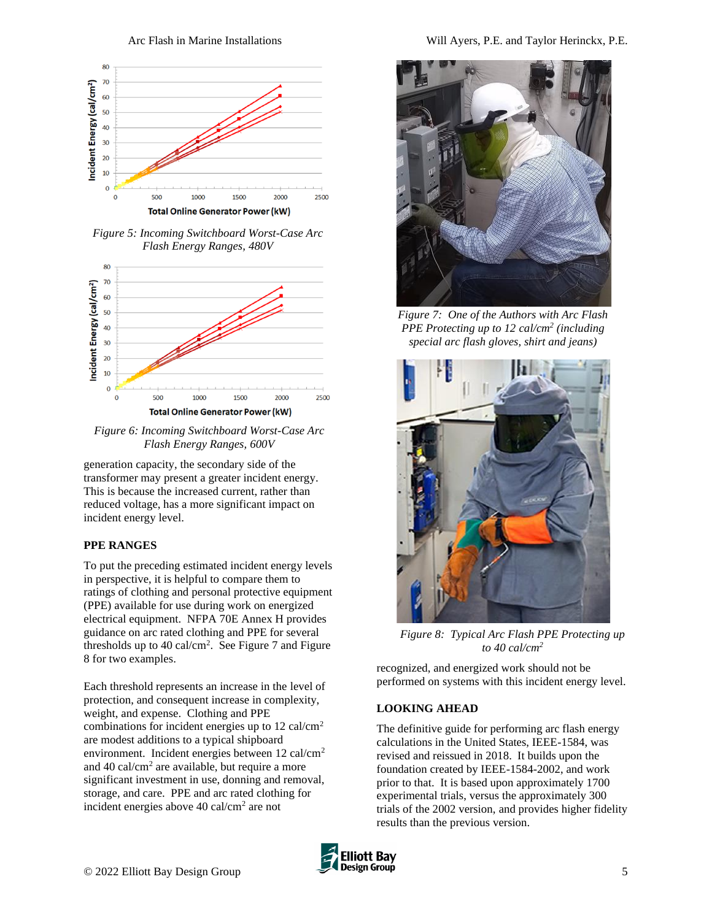Figure 5: Incoming Switchboard Worst-Case Arc Flash Energy Ranges, 480V

Figure 6: Incoming Switchboard Worst-Case Arc Flash Energy Ranges, 600V

generation capacity, the secondary side of the transformer may present a greater incident energy. This is because the increased current, rather than reduced voltage, has a more significant impact on incident energy level.

## PPE RANGES

To put the preceding estimated incident energy levels in perspective, it is helpful to compare them to ratings of clothing and personal protective equipment (PPE) available for use during work on energized electrical equipment. NFPA 70E Annex H provides guidance on arc rated clothing and PPE for several thresholds up to 40 cal/cm$^2$. See Figure 7 and Figure 8 for two examples.

Each threshold represents an increase in the level of protection, and consequent increase in complexity, weight, and expense. Clothing and PPE combinations for incident energies up to 12 cal/cm$^2$ are modest additions to a typical shipboard environment. Incident energies between 12 cal/cm$^2$ and 40 cal/cm$^2$ are available, but require a more significant investment in use, donning and removal, storage, and care. PPE and arc rated clothing for incident energies above 40 cal/cm$^2$ are not recognized, and energized work should not be performed on systems with this incident energy level.

*Figure 7: One of the Authors with Arc Flash PPE Protecting up to 12 cal/cm$^2$ (including special arc flash gloves, shirt and jeans)*

*Figure 8: Typical Arc Flash PPE Protecting up to 40 cal/cm$^2$*

## LOOKING AHEAD

The definitive guide for performing arc flash energy calculations in the United States, IEEE-1584, was revised and reissued in 2018. It builds upon the foundation created by IEEE-1584-2002, and work prior to that. It is based upon approximately 1700 experimental trials, versus the approximately 300 trials of the 2002 version, and provides higher fidelity results than the previous version.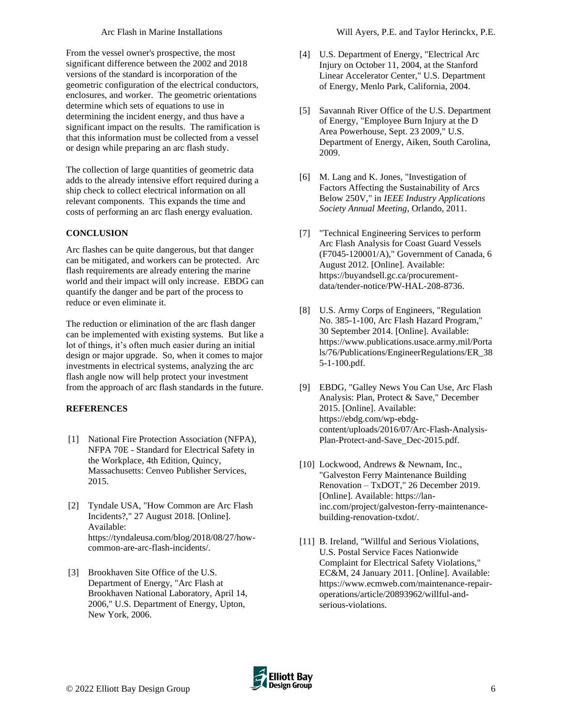From the vessel owner's prospective, the most significant difference between the 2002 and 2018 versions of the standard is incorporation of the geometric configuration of the electrical conductors, enclosures, and worker. The geometric orientations determine which sets of equations to use in determining the incident energy, and thus have a significant impact on the results. The ramification is that this information must be collected from a vessel or design while preparing an arc flash study.

The collection of large quantities of geometric data adds to the already intensive effort required during a ship check to collect electrical information on all relevant components. This expands the time and costs of performing an arc flash energy evaluation.

## CONCLUSION

Arc flashes can be quite dangerous, but that danger can be mitigated, and workers can be protected. Arc flash requirements are already entering the marine world and their impact will only increase. EBDG can quantify the danger and be part of the process to reduce or even eliminate it.

The reduction or elimination of the arc flash danger can be implemented with existing systems. But like a lot of things, it's often much easier during an initial design or major upgrade. So, when it comes to major investments in electrical systems, analyzing the arc flash angle now will help protect your investment from the approach of arc flash standards in the future.

## REFERENCES

[1] National Fire Protection Association (NFPA), NFPA 70E - Standard for Electrical Safety in the Workplace, 4th Edition, Quincy, Massachusetts: Cenveo Publisher Services, 2015.

[2] Tyndale USA, "How Common are Arc Flash Incidents?," 27 August 2018. [Online]. Available: https://tyndaleusa.com/blog/2018/08/27/how-common-are-arc-flash-incidents/.

[3] Brookhaven Site Office of the U.S. Department of Energy, "Arc Flash at Brookhaven National Laboratory, April 14, 2006," U.S. Department of Energy, Upton, New York, 2006.

[4] U.S. Department of Energy, "Electrical Arc Injury on October 11, 2004, at the Stanford Linear Accelerator Center," U.S. Department of Energy, Menlo Park, California, 2004.

[5] Savannah River Office of the U.S. Department of Energy, "Employee Burn Injury at the D Area Powerhouse, Sept. 23 2009," U.S. Department of Energy, Aiken, South Carolina, 2009.

[6] M. Lang and K. Jones, "Investigation of Factors Affecting the Sustainability of Arcs Below 250V," in *IEEE Industry Applications Society Annual Meeting*, Orlando, 2011.

[7] "Technical Engineering Services to perform Arc Flash Analysis for Coast Guard Vessels (F7045-120001/A)," Government of Canada, 6 August 2012. [Online]. Available: https://buyandsell.gc.ca/procurement-data/tender-notice/PW-HAL-208-8736.

[8] U.S. Army Corps of Engineers, "Regulation No. 385-1-100, Arc Flash Hazard Program," 30 September 2014. [Online]. Available: https://www.publications.usace.army.mil/Portals/76/Publications/EngineerRegulations/ER_385-1-100.pdf.

[9] EBDG, "Galley News You Can Use, Arc Flash Analysis: Plan, Protect & Save," December 2015. [Online]. Available: https://ebdg.com/wp-ebdg-content/uploads/2016/07/Arc-Flash-Analysis-Plan-Protect-and-Save_Dec-2015.pdf.

[10] Lockwood, Andrews & Newnam, Inc., "Galveston Ferry Maintenance Building Renovation – TxDOT," 26 December 2019. [Online]. Available: https://lan-inc.com/project/galveston-ferry-maintenance-building-renovation-txdot/.

[11] B. Ireland, "Willful and Serious Violations, U.S. Postal Service Faces Nationwide Complaint for Electrical Safety Violations," EC&M, 24 January 2011. [Online]. Available: https://www.ecmweb.com/maintenance-repair-operations/article/20893962/willful-and-serious-violations.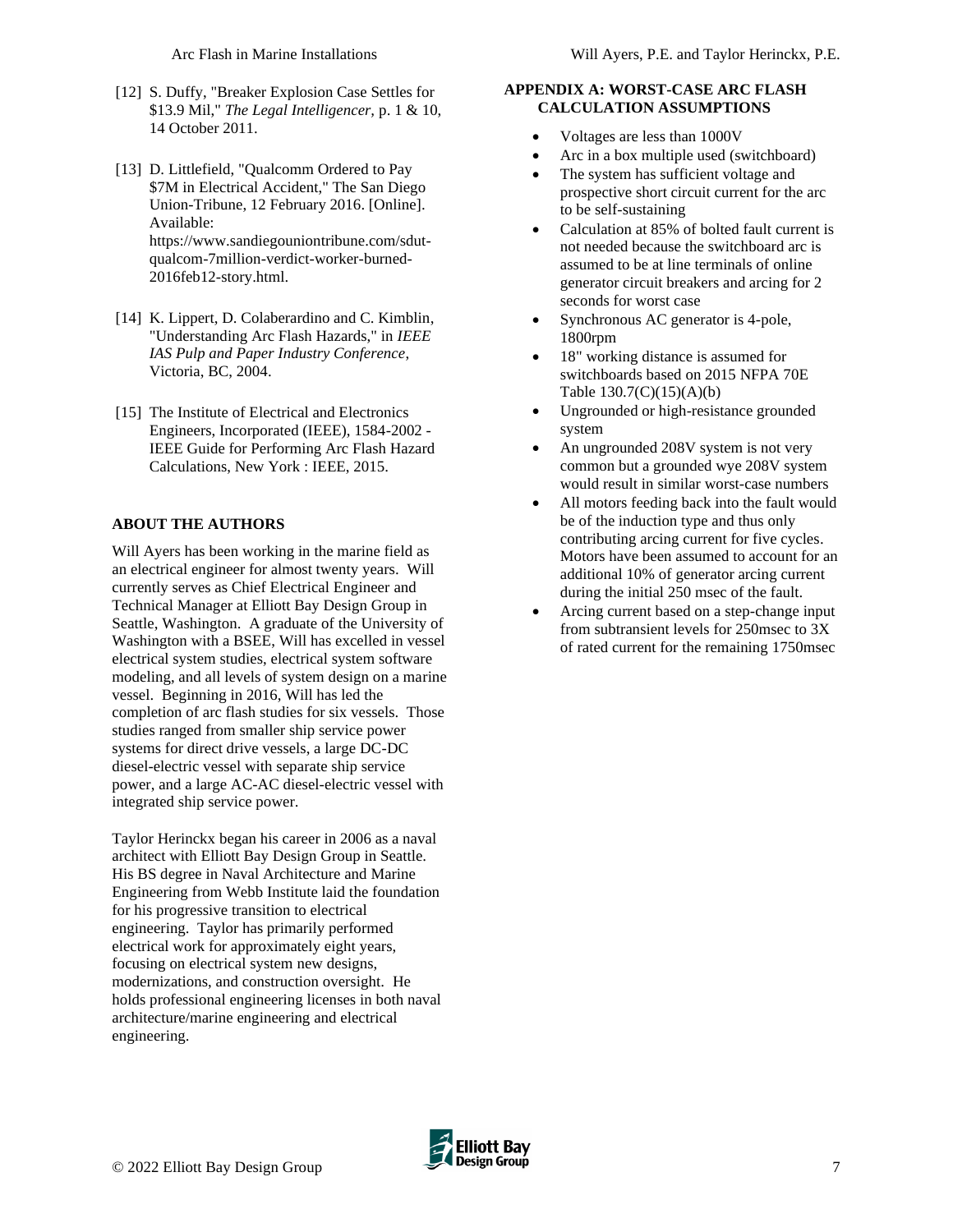[12] S. Duffy, "Breaker Explosion Case Settles for $13.9 Mil," *The Legal Intelligencer*, p. 1 & 10, 14 October 2011.

[13] D. Littlefield, "Qualcomm Ordered to Pay $7M in Electrical Accident," The San Diego Union-Tribune, 12 February 2016. [Online]. Available: https://www.sandiegouniontribune.com/sdut-qualcom-7million-verdict-worker-burned-2016feb12-story.html.

[14] K. Lippert, D. Colaberardino and C. Kimblin, "Understanding Arc Flash Hazards," in *IEEE IAS Pulp and Paper Industry Conference*, Victoria, BC, 2004.

[15] The Institute of Electrical and Electronics Engineers, Incorporated (IEEE), 1584-2002 - IEEE Guide for Performing Arc Flash Hazard Calculations, New York : IEEE, 2015.

## ABOUT THE AUTHORS

Will Ayers has been working in the marine field as an electrical engineer for almost twenty years. Will currently serves as Chief Electrical Engineer and Technical Manager at Elliott Bay Design Group in Seattle, Washington. A graduate of the University of Washington with a BSEE, Will has excelled in vessel electrical system studies, electrical system software modeling, and all levels of system design on a marine vessel. Beginning in 2016, Will has led the completion of arc flash studies for six vessels. Those studies ranged from smaller ship service power systems for direct drive vessels, a large DC-DC diesel-electric vessel with separate ship service power, and a large AC-AC diesel-electric vessel with integrated ship service power.

Taylor Herinckx began his career in 2006 as a naval architect with Elliott Bay Design Group in Seattle. His BS degree in Naval Architecture and Marine Engineering from Webb Institute laid the foundation for his progressive transition to electrical engineering. Taylor has primarily performed electrical work for approximately eight years, focusing on electrical system new designs, modernizations, and construction oversight. He holds professional engineering licenses in both naval architecture/marine engineering and electrical engineering.

## APPENDIX A: WORST-CASE ARC FLASH CALCULATION ASSUMPTIONS

- Voltages are less than 1000V
- Arc in a box multiple used (switchboard)
- The system has sufficient voltage and prospective short circuit current for the arc to be self-sustaining
- Calculation at 85% of bolted fault current is not needed because the switchboard arc is assumed to be at line terminals of online generator circuit breakers and arcing for 2 seconds for worst case
- Synchronous AC generator is 4-pole, 1800rpm
- 18" working distance is assumed for switchboards based on 2015 NFPA 70E Table 130.7(C)(15)(A)(b)
- Ungrounded or high-resistance grounded system
- An ungrounded 208V system is not very common but a grounded wye 208V system would result in similar worst-case numbers
- All motors feeding back into the fault would be of the induction type and thus only contributing arcing current for five cycles. Motors have been assumed to account for an additional 10% of generator arcing current during the initial 250 msec of the fault.
- Arcing current based on a step-change input from subtransient levels for 250msec to 3X of rated current for the remaining 1750msec